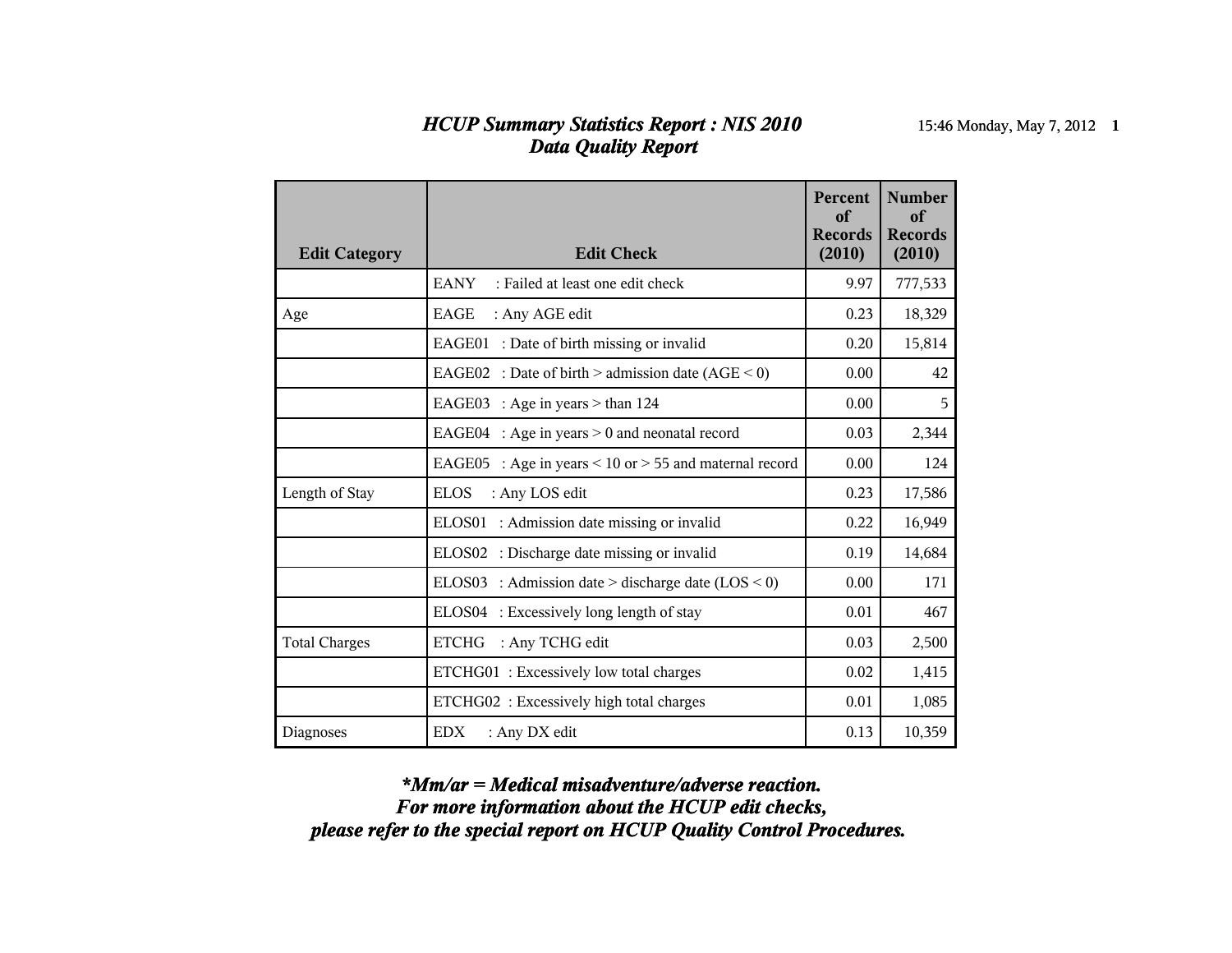# *HCUP Summary Statistics Report : NIS 2010*
## *Data Quality Report*

| Edit Category | Edit Check | Percent of Records (2010) | Number of Records (2010) |
|---|---|---|---|
| | EANY : Failed at least one edit check | 9.97 | 777,533 |
| Age | EAGE : Any AGE edit | 0.23 | 18,329 |
| | EAGE01 : Date of birth missing or invalid | 0.20 | 15,814 |
| | EAGE02 : Date of birth > admission date (AGE < 0) | 0.00 | 42 |
| | EAGE03 : Age in years > than 124 | 0.00 | 5 |
| | EAGE04 : Age in years > 0 and neonatal record | 0.03 | 2,344 |
| | EAGE05 : Age in years < 10 or > 55 and maternal record | 0.00 | 124 |
| Length of Stay | ELOS : Any LOS edit | 0.23 | 17,586 |
| | ELOS01 : Admission date missing or invalid | 0.22 | 16,949 |
| | ELOS02 : Discharge date missing or invalid | 0.19 | 14,684 |
| | ELOS03 : Admission date > discharge date (LOS < 0) | 0.00 | 171 |
| | ELOS04 : Excessively long length of stay | 0.01 | 467 |
| Total Charges | ETCHG : Any TCHG edit | 0.03 | 2,500 |
| | ETCHG01 : Excessively low total charges | 0.02 | 1,415 |
| | ETCHG02 : Excessively high total charges | 0.01 | 1,085 |
| Diagnoses | EDX : Any DX edit | 0.13 | 10,359 |

***Mm/ar = Medical misadventure/adverse reaction.***
***For more information about the HCUP edit checks,***
***please refer to the special report on HCUP Quality Control Procedures.***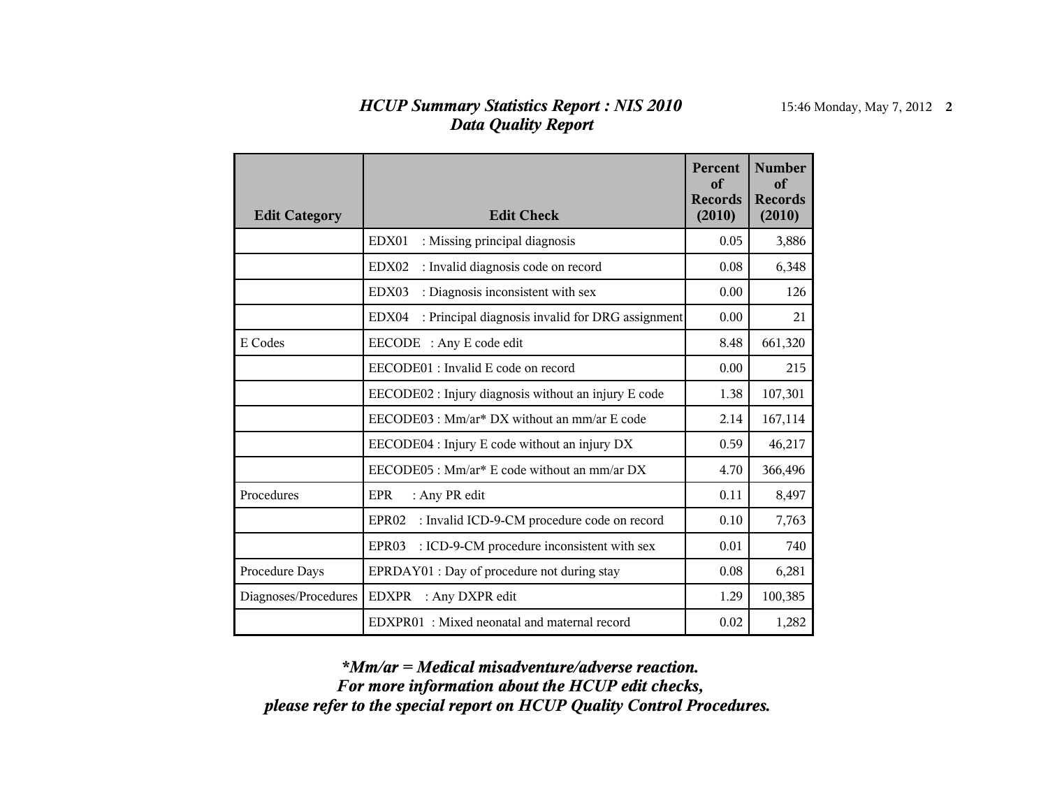## *HCUP Summary Statistics Report : NIS 2010*
## *Data Quality Report*

| Edit Category | Edit Check | Percent of Records (2010) | Number of Records (2010) |
|---|---|---|---|
| | EDX01 : Missing principal diagnosis | 0.05 | 3,886 |
| | EDX02 : Invalid diagnosis code on record | 0.08 | 6,348 |
| | EDX03 : Diagnosis inconsistent with sex | 0.00 | 126 |
| | EDX04 : Principal diagnosis invalid for DRG assignment | 0.00 | 21 |
| E Codes | EECODE : Any E code edit | 8.48 | 661,320 |
| | EECODE01 : Invalid E code on record | 0.00 | 215 |
| | EECODE02 : Injury diagnosis without an injury E code | 1.38 | 107,301 |
| | EECODE03 : Mm/ar* DX without an mm/ar E code | 2.14 | 167,114 |
| | EECODE04 : Injury E code without an injury DX | 0.59 | 46,217 |
| | EECODE05 : Mm/ar* E code without an mm/ar DX | 4.70 | 366,496 |
| Procedures | EPR : Any PR edit | 0.11 | 8,497 |
| | EPR02 : Invalid ICD-9-CM procedure code on record | 0.10 | 7,763 |
| | EPR03 : ICD-9-CM procedure inconsistent with sex | 0.01 | 740 |
| Procedure Days | EPRDAY01 : Day of procedure not during stay | 0.08 | 6,281 |
| Diagnoses/Procedures | EDXPR : Any DXPR edit | 1.29 | 100,385 |
| | EDXPR01 : Mixed neonatal and maternal record | 0.02 | 1,282 |

***Mm/ar = Medical misadventure/adverse reaction.***
***For more information about the HCUP edit checks,***
***please refer to the special report on HCUP Quality Control Procedures.***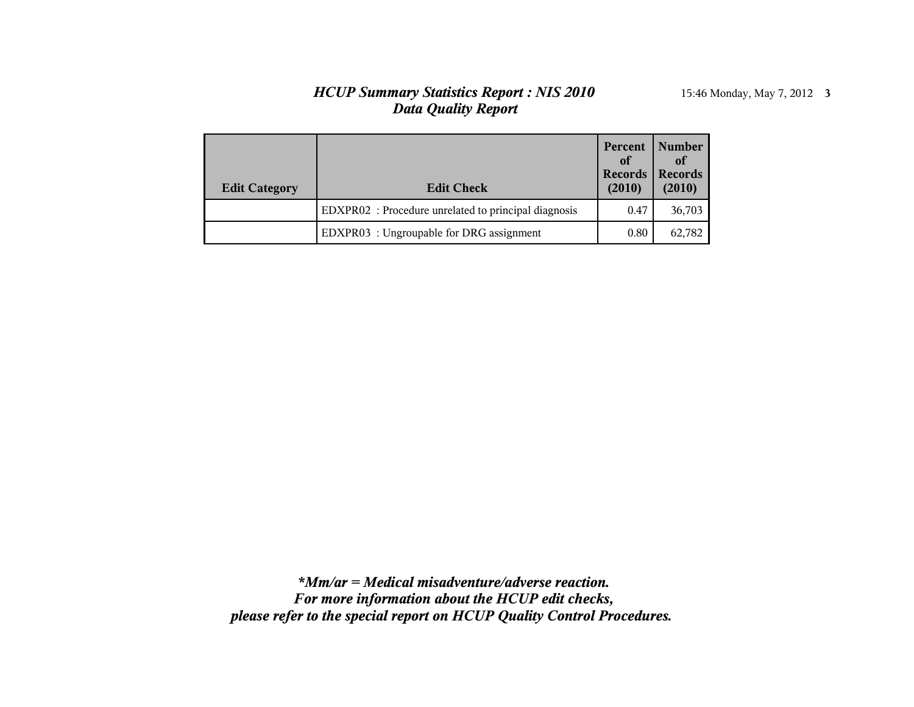### *HCUP Summary Statistics Report : NIS 2010*
### *Data Quality Report*

| Edit Category | Edit Check | Percent of Records (2010) | Number of Records (2010) |
|---|---|---|---|
| | EDXPR02 : Procedure unrelated to principal diagnosis | 0.47 | 36,703 |
| | EDXPR03 : Ungroupable for DRG assignment | 0.80 | 62,782 |

***Mm/ar = Medical misadventure/adverse reaction.**
***For more information about the HCUP edit checks,***
***please refer to the special report on HCUP Quality Control Procedures.***